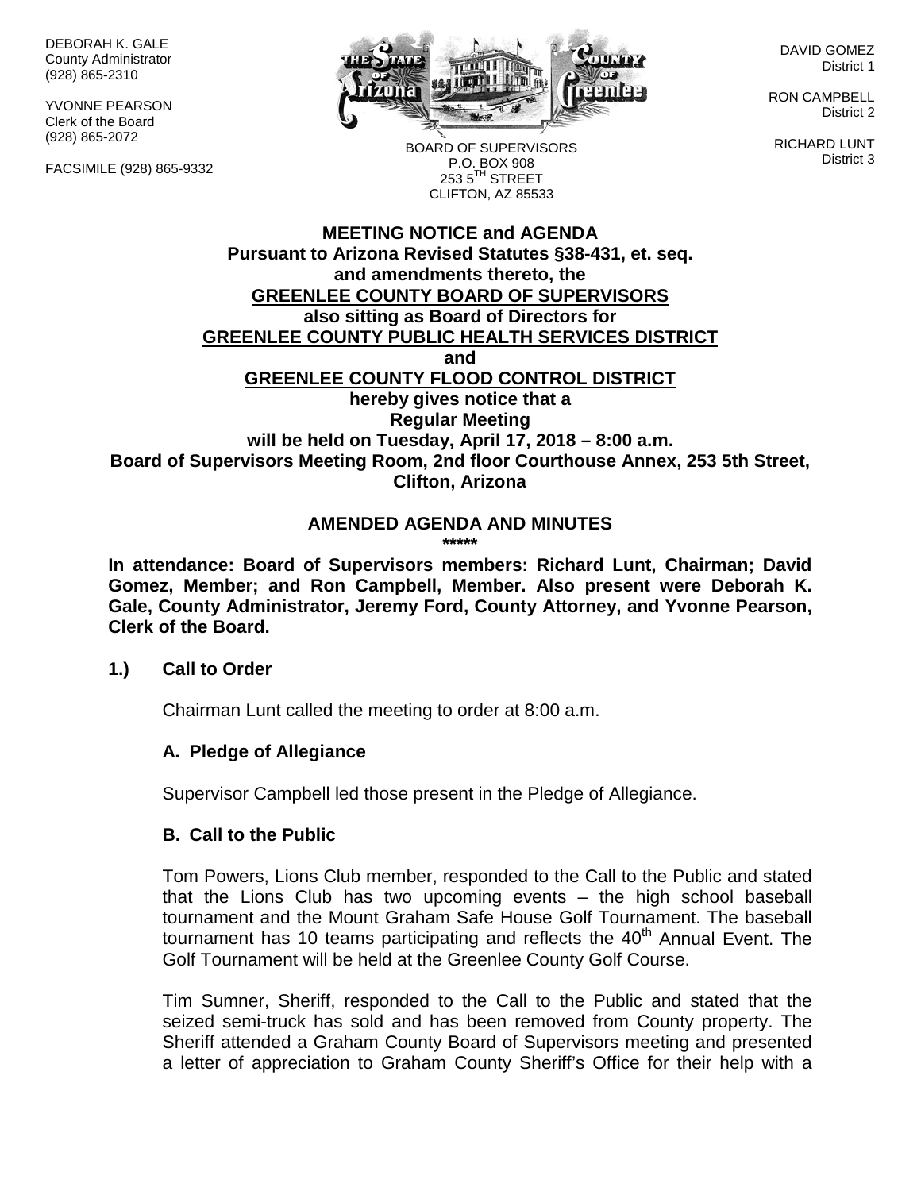DEBORAH K. GALE
County Administrator
(928) 865-2310

YVONNE PEARSON
Clerk of the Board
(928) 865-2072

FACSIMILE (928) 865-9332

BOARD OF SUPERVISORS
P.O. BOX 908
253 5TH STREET
CLIFTON, AZ 85533

DAVID GOMEZ
District 1

RON CAMPBELL
District 2

RICHARD LUNT
District 3

**MEETING NOTICE and AGENDA**
**Pursuant to Arizona Revised Statutes §38-431, et. seq. and amendments thereto, the**
**GREENLEE COUNTY BOARD OF SUPERVISORS**
**also sitting as Board of Directors for**
**GREENLEE COUNTY PUBLIC HEALTH SERVICES DISTRICT**
**and**
**GREENLEE COUNTY FLOOD CONTROL DISTRICT**
**hereby gives notice that a**
**Regular Meeting**
**will be held on Tuesday, April 17, 2018 – 8:00 a.m.**
**Board of Supervisors Meeting Room, 2nd floor Courthouse Annex, 253 5th Street, Clifton, Arizona**

**AMENDED AGENDA AND MINUTES**
**\*\*\*\*\***

**In attendance: Board of Supervisors members: Richard Lunt, Chairman; David Gomez, Member; and Ron Campbell, Member. Also present were Deborah K. Gale, County Administrator, Jeremy Ford, County Attorney, and Yvonne Pearson, Clerk of the Board.**

**1.) Call to Order**

Chairman Lunt called the meeting to order at 8:00 a.m.

**A. Pledge of Allegiance**

Supervisor Campbell led those present in the Pledge of Allegiance.

**B. Call to the Public**

Tom Powers, Lions Club member, responded to the Call to the Public and stated that the Lions Club has two upcoming events – the high school baseball tournament and the Mount Graham Safe House Golf Tournament. The baseball tournament has 10 teams participating and reflects the 40th Annual Event. The Golf Tournament will be held at the Greenlee County Golf Course.

Tim Sumner, Sheriff, responded to the Call to the Public and stated that the seized semi-truck has sold and has been removed from County property. The Sheriff attended a Graham County Board of Supervisors meeting and presented a letter of appreciation to Graham County Sheriff's Office for their help with a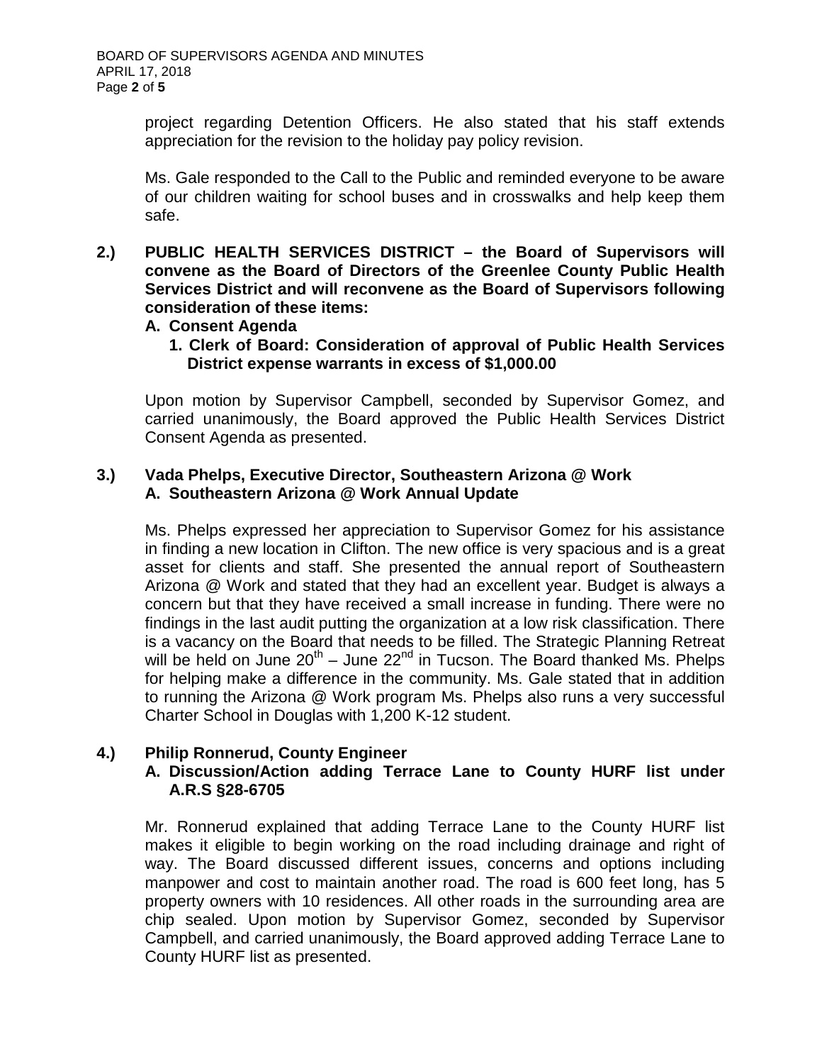project regarding Detention Officers. He also stated that his staff extends appreciation for the revision to the holiday pay policy revision.

Ms. Gale responded to the Call to the Public and reminded everyone to be aware of our children waiting for school buses and in crosswalks and help keep them safe.

**2.) PUBLIC HEALTH SERVICES DISTRICT – the Board of Supervisors will convene as the Board of Directors of the Greenlee County Public Health Services District and will reconvene as the Board of Supervisors following consideration of these items:**

**A. Consent Agenda**

**1. Clerk of Board: Consideration of approval of Public Health Services District expense warrants in excess of $1,000.00**

Upon motion by Supervisor Campbell, seconded by Supervisor Gomez, and carried unanimously, the Board approved the Public Health Services District Consent Agenda as presented.

**3.) Vada Phelps, Executive Director, Southeastern Arizona @ Work**

**A. Southeastern Arizona @ Work Annual Update**

Ms. Phelps expressed her appreciation to Supervisor Gomez for his assistance in finding a new location in Clifton. The new office is very spacious and is a great asset for clients and staff. She presented the annual report of Southeastern Arizona @ Work and stated that they had an excellent year. Budget is always a concern but that they have received a small increase in funding. There were no findings in the last audit putting the organization at a low risk classification. There is a vacancy on the Board that needs to be filled. The Strategic Planning Retreat will be held on June 20th – June 22nd in Tucson. The Board thanked Ms. Phelps for helping make a difference in the community. Ms. Gale stated that in addition to running the Arizona @ Work program Ms. Phelps also runs a very successful Charter School in Douglas with 1,200 K-12 student.

**4.) Philip Ronnerud, County Engineer**

**A. Discussion/Action adding Terrace Lane to County HURF list under A.R.S §28-6705**

Mr. Ronnerud explained that adding Terrace Lane to the County HURF list makes it eligible to begin working on the road including drainage and right of way. The Board discussed different issues, concerns and options including manpower and cost to maintain another road. The road is 600 feet long, has 5 property owners with 10 residences. All other roads in the surrounding area are chip sealed. Upon motion by Supervisor Gomez, seconded by Supervisor Campbell, and carried unanimously, the Board approved adding Terrace Lane to County HURF list as presented.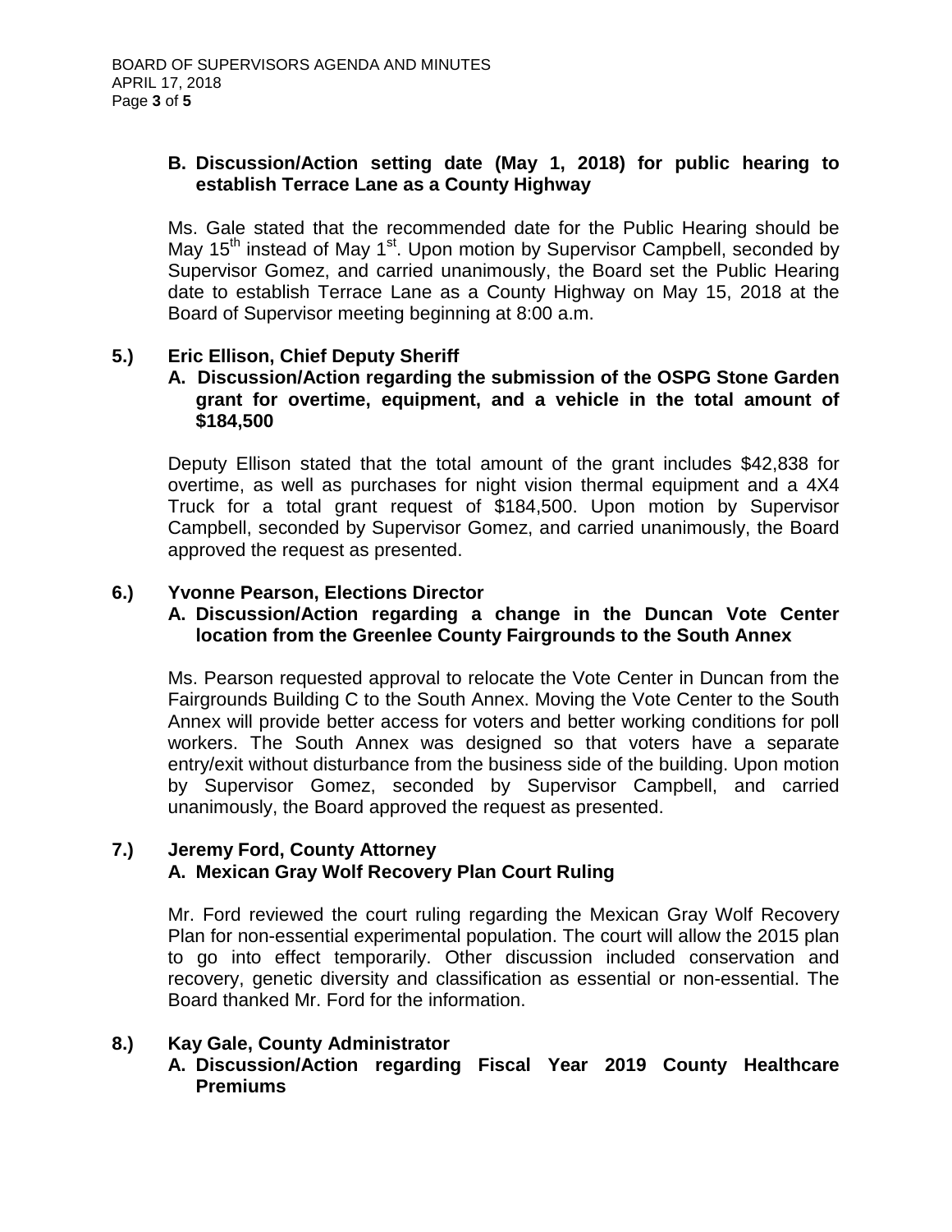**B. Discussion/Action setting date (May 1, 2018) for public hearing to establish Terrace Lane as a County Highway**

Ms. Gale stated that the recommended date for the Public Hearing should be May 15th instead of May 1st. Upon motion by Supervisor Campbell, seconded by Supervisor Gomez, and carried unanimously, the Board set the Public Hearing date to establish Terrace Lane as a County Highway on May 15, 2018 at the Board of Supervisor meeting beginning at 8:00 a.m.

**5.) Eric Ellison, Chief Deputy Sheriff**

**A. Discussion/Action regarding the submission of the OSPG Stone Garden grant for overtime, equipment, and a vehicle in the total amount of $184,500**

Deputy Ellison stated that the total amount of the grant includes $42,838 for overtime, as well as purchases for night vision thermal equipment and a 4X4 Truck for a total grant request of $184,500. Upon motion by Supervisor Campbell, seconded by Supervisor Gomez, and carried unanimously, the Board approved the request as presented.

**6.) Yvonne Pearson, Elections Director**

**A. Discussion/Action regarding a change in the Duncan Vote Center location from the Greenlee County Fairgrounds to the South Annex**

Ms. Pearson requested approval to relocate the Vote Center in Duncan from the Fairgrounds Building C to the South Annex. Moving the Vote Center to the South Annex will provide better access for voters and better working conditions for poll workers. The South Annex was designed so that voters have a separate entry/exit without disturbance from the business side of the building. Upon motion by Supervisor Gomez, seconded by Supervisor Campbell, and carried unanimously, the Board approved the request as presented.

**7.) Jeremy Ford, County Attorney**

**A. Mexican Gray Wolf Recovery Plan Court Ruling**

Mr. Ford reviewed the court ruling regarding the Mexican Gray Wolf Recovery Plan for non-essential experimental population. The court will allow the 2015 plan to go into effect temporarily. Other discussion included conservation and recovery, genetic diversity and classification as essential or non-essential. The Board thanked Mr. Ford for the information.

**8.) Kay Gale, County Administrator**

**A. Discussion/Action regarding Fiscal Year 2019 County Healthcare Premiums**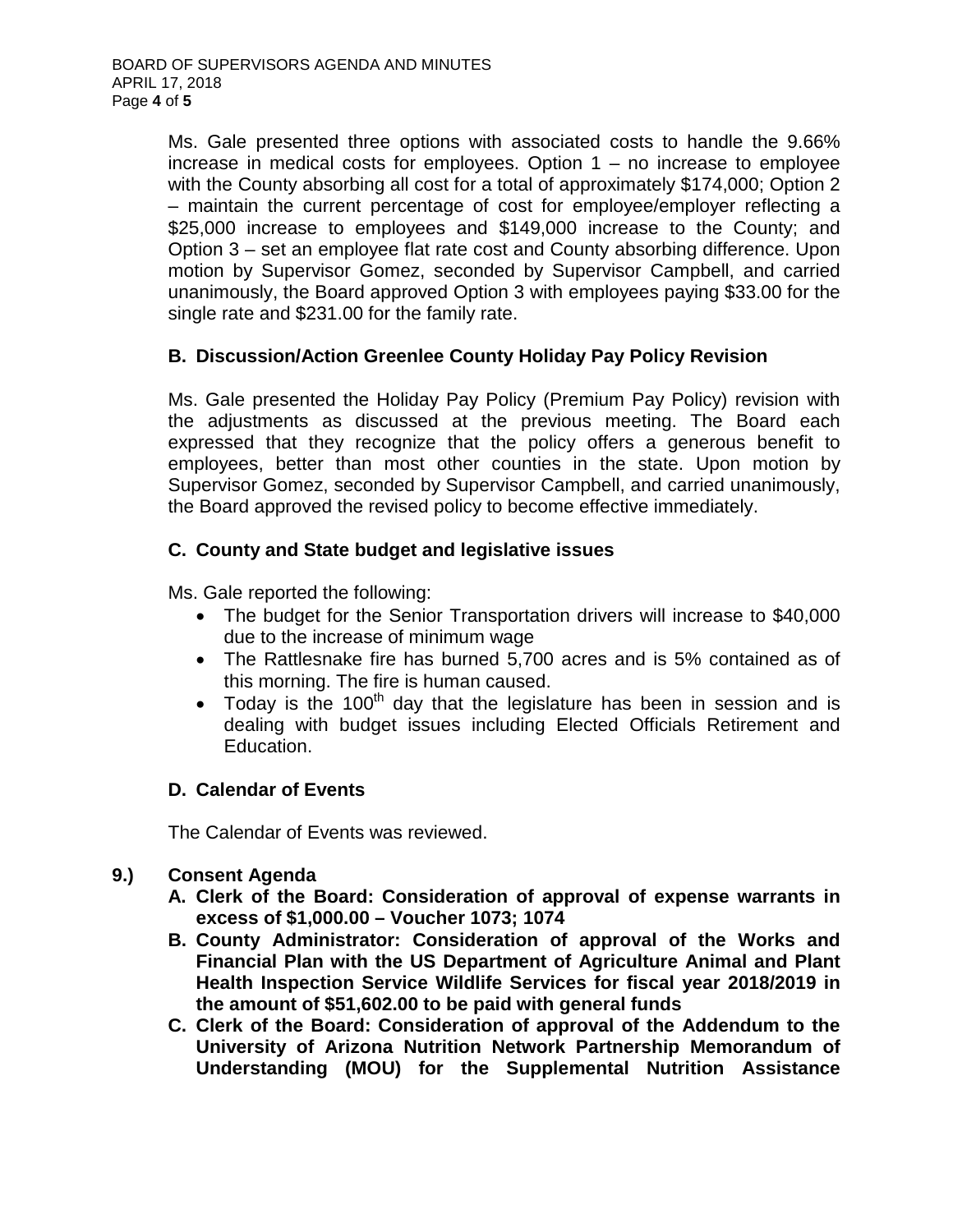Ms. Gale presented three options with associated costs to handle the 9.66% increase in medical costs for employees. Option 1 – no increase to employee with the County absorbing all cost for a total of approximately $174,000; Option 2 – maintain the current percentage of cost for employee/employer reflecting a $25,000 increase to employees and $149,000 increase to the County; and Option 3 – set an employee flat rate cost and County absorbing difference. Upon motion by Supervisor Gomez, seconded by Supervisor Campbell, and carried unanimously, the Board approved Option 3 with employees paying $33.00 for the single rate and $231.00 for the family rate.

**B. Discussion/Action Greenlee County Holiday Pay Policy Revision**

Ms. Gale presented the Holiday Pay Policy (Premium Pay Policy) revision with the adjustments as discussed at the previous meeting. The Board each expressed that they recognize that the policy offers a generous benefit to employees, better than most other counties in the state. Upon motion by Supervisor Gomez, seconded by Supervisor Campbell, and carried unanimously, the Board approved the revised policy to become effective immediately.

**C. County and State budget and legislative issues**

Ms. Gale reported the following:

- The budget for the Senior Transportation drivers will increase to $40,000 due to the increase of minimum wage
- The Rattlesnake fire has burned 5,700 acres and is 5% contained as of this morning. The fire is human caused.
- Today is the 100th day that the legislature has been in session and is dealing with budget issues including Elected Officials Retirement and Education.

**D. Calendar of Events**

The Calendar of Events was reviewed.

**9.) Consent Agenda**

**A. Clerk of the Board: Consideration of approval of expense warrants in excess of $1,000.00 – Voucher 1073; 1074**

**B. County Administrator: Consideration of approval of the Works and Financial Plan with the US Department of Agriculture Animal and Plant Health Inspection Service Wildlife Services for fiscal year 2018/2019 in the amount of $51,602.00 to be paid with general funds**

**C. Clerk of the Board: Consideration of approval of the Addendum to the University of Arizona Nutrition Network Partnership Memorandum of Understanding (MOU) for the Supplemental Nutrition Assistance**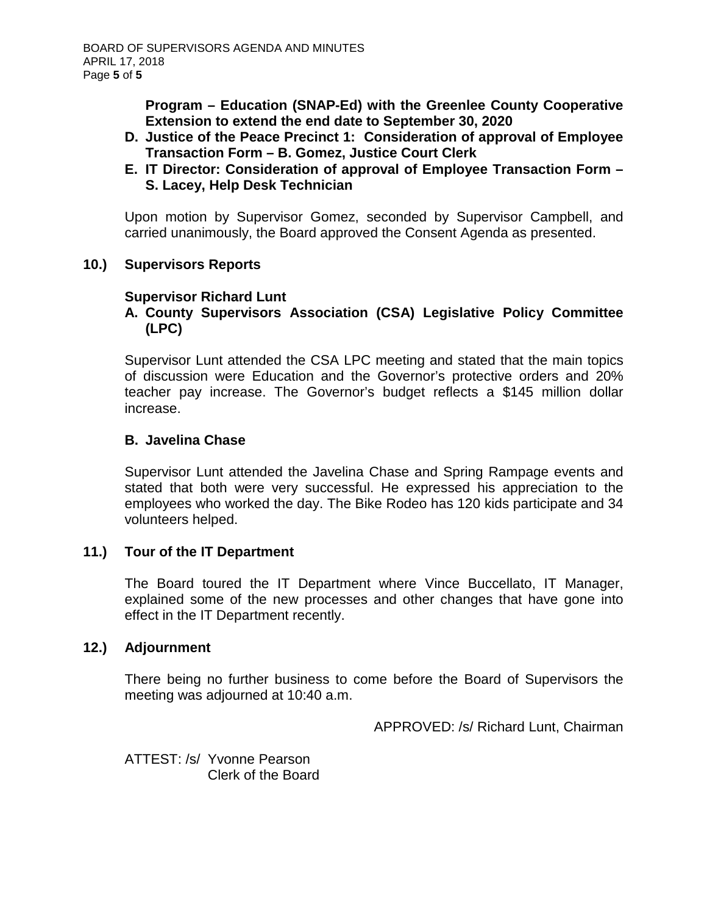**Program – Education (SNAP-Ed) with the Greenlee County Cooperative Extension to extend the end date to September 30, 2020**

**D. Justice of the Peace Precinct 1: Consideration of approval of Employee Transaction Form – B. Gomez, Justice Court Clerk**

**E. IT Director: Consideration of approval of Employee Transaction Form – S. Lacey, Help Desk Technician**

Upon motion by Supervisor Gomez, seconded by Supervisor Campbell, and carried unanimously, the Board approved the Consent Agenda as presented.

## 10.) Supervisors Reports

**Supervisor Richard Lunt**

**A. County Supervisors Association (CSA) Legislative Policy Committee (LPC)**

Supervisor Lunt attended the CSA LPC meeting and stated that the main topics of discussion were Education and the Governor's protective orders and 20% teacher pay increase. The Governor's budget reflects a $145 million dollar increase.

**B. Javelina Chase**

Supervisor Lunt attended the Javelina Chase and Spring Rampage events and stated that both were very successful. He expressed his appreciation to the employees who worked the day. The Bike Rodeo has 120 kids participate and 34 volunteers helped.

## 11.) Tour of the IT Department

The Board toured the IT Department where Vince Buccellato, IT Manager, explained some of the new processes and other changes that have gone into effect in the IT Department recently.

## 12.) Adjournment

There being no further business to come before the Board of Supervisors the meeting was adjourned at 10:40 a.m.

APPROVED: /s/ Richard Lunt, Chairman

ATTEST: /s/ Yvonne Pearson
Clerk of the Board